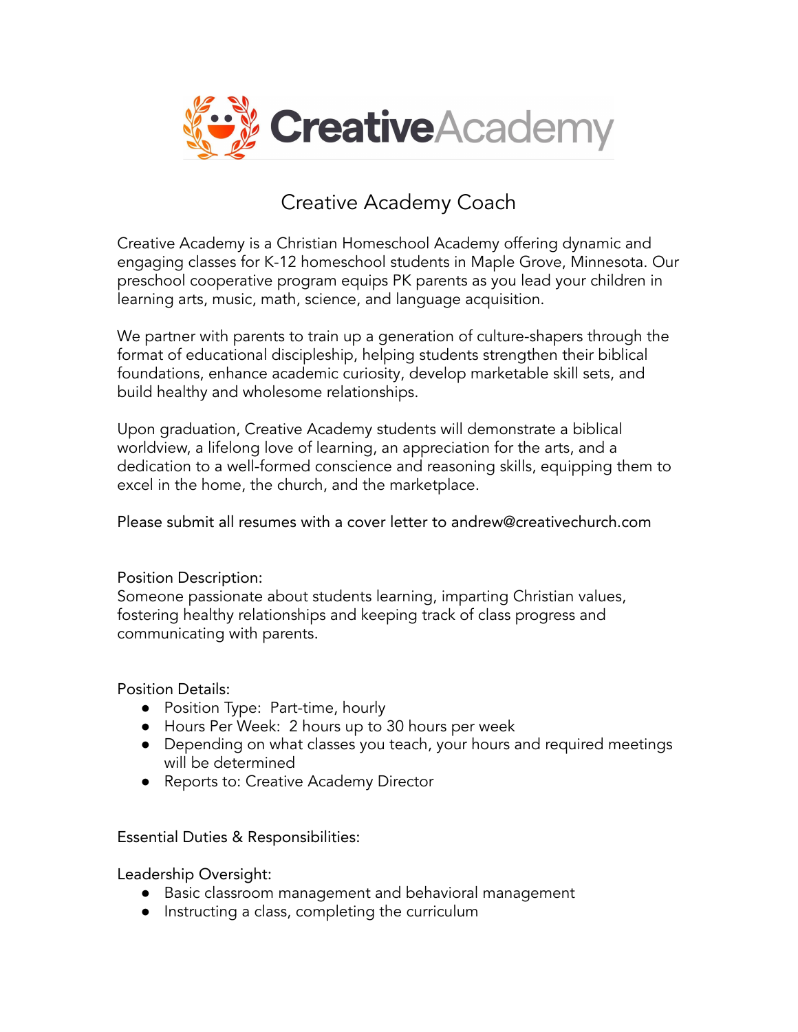# Creative Academy Coach

Creative Academy is a Christian Homeschool Academy offering dynamic and engaging classes for K-12 homeschool students in Maple Grove, Minnesota. Our preschool cooperative program equips PK parents as you lead your children in learning arts, music, math, science, and language acquisition.

We partner with parents to train up a generation of culture-shapers through the format of educational discipleship, helping students strengthen their biblical foundations, enhance academic curiosity, develop marketable skill sets, and build healthy and wholesome relationships.

Upon graduation, Creative Academy students will demonstrate a biblical worldview, a lifelong love of learning, an appreciation for the arts, and a dedication to a well-formed conscience and reasoning skills, equipping them to excel in the home, the church, and the marketplace.

Please submit all resumes with a cover letter to andrew@creativechurch.com

Position Description:
Someone passionate about students learning, imparting Christian values, fostering healthy relationships and keeping track of class progress and communicating with parents.

Position Details:

- Position Type: Part-time, hourly
- Hours Per Week: 2 hours up to 30 hours per week
- Depending on what classes you teach, your hours and required meetings will be determined
- Reports to: Creative Academy Director

Essential Duties & Responsibilities:

Leadership Oversight:

- Basic classroom management and behavioral management
- Instructing a class, completing the curriculum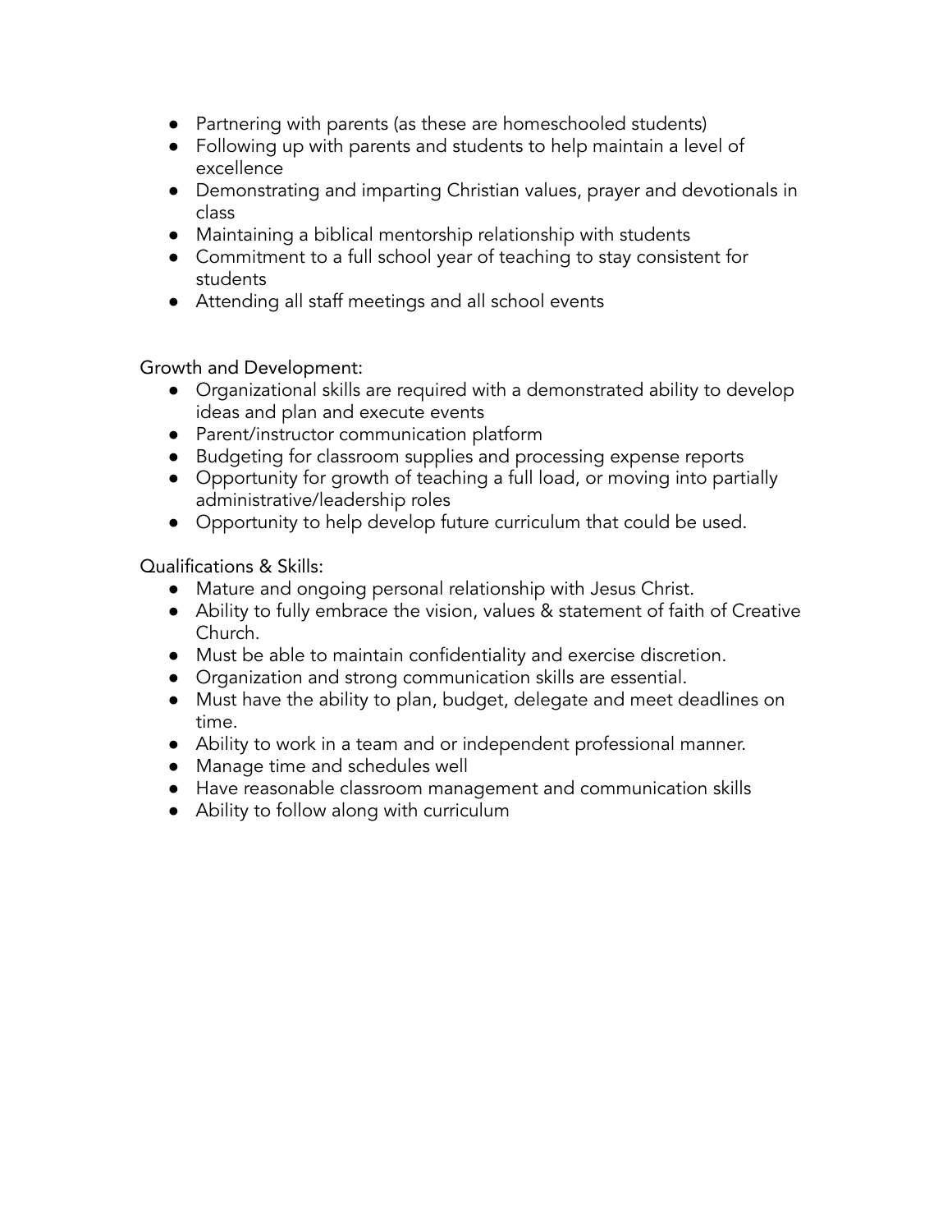- Partnering with parents (as these are homeschooled students)
- Following up with parents and students to help maintain a level of excellence
- Demonstrating and imparting Christian values, prayer and devotionals in class
- Maintaining a biblical mentorship relationship with students
- Commitment to a full school year of teaching to stay consistent for students
- Attending all staff meetings and all school events

Growth and Development:

- Organizational skills are required with a demonstrated ability to develop ideas and plan and execute events
- Parent/instructor communication platform
- Budgeting for classroom supplies and processing expense reports
- Opportunity for growth of teaching a full load, or moving into partially administrative/leadership roles
- Opportunity to help develop future curriculum that could be used.

Qualifications & Skills:

- Mature and ongoing personal relationship with Jesus Christ.
- Ability to fully embrace the vision, values & statement of faith of Creative Church.
- Must be able to maintain confidentiality and exercise discretion.
- Organization and strong communication skills are essential.
- Must have the ability to plan, budget, delegate and meet deadlines on time.
- Ability to work in a team and or independent professional manner.
- Manage time and schedules well
- Have reasonable classroom management and communication skills
- Ability to follow along with curriculum